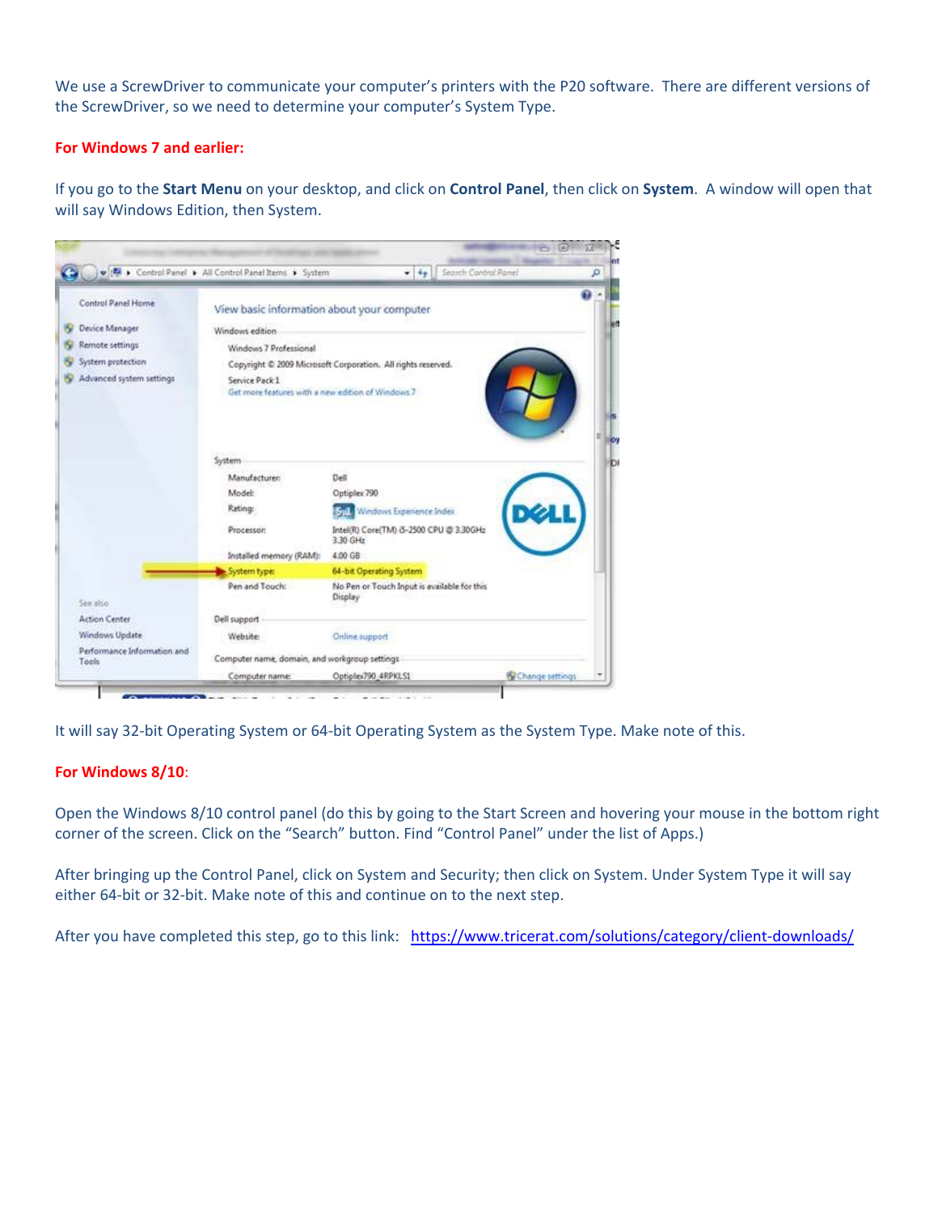We use a ScrewDriver to communicate your computer's printers with the P20 software. There are different versions of the ScrewDriver, so we need to determine your computer's System Type.

**For Windows 7 and earlier:**

If you go to the **Start Menu** on your desktop, and click on **Control Panel**, then click on **System**. A window will open that will say Windows Edition, then System.

It will say 32-bit Operating System or 64-bit Operating System as the System Type. Make note of this.

**For Windows 8/10**:

Open the Windows 8/10 control panel (do this by going to the Start Screen and hovering your mouse in the bottom right corner of the screen. Click on the "Search" button. Find "Control Panel" under the list of Apps.)

After bringing up the Control Panel, click on System and Security; then click on System. Under System Type it will say either 64-bit or 32-bit. Make note of this and continue on to the next step.

After you have completed this step, go to this link: https://www.tricerat.com/solutions/category/client-downloads/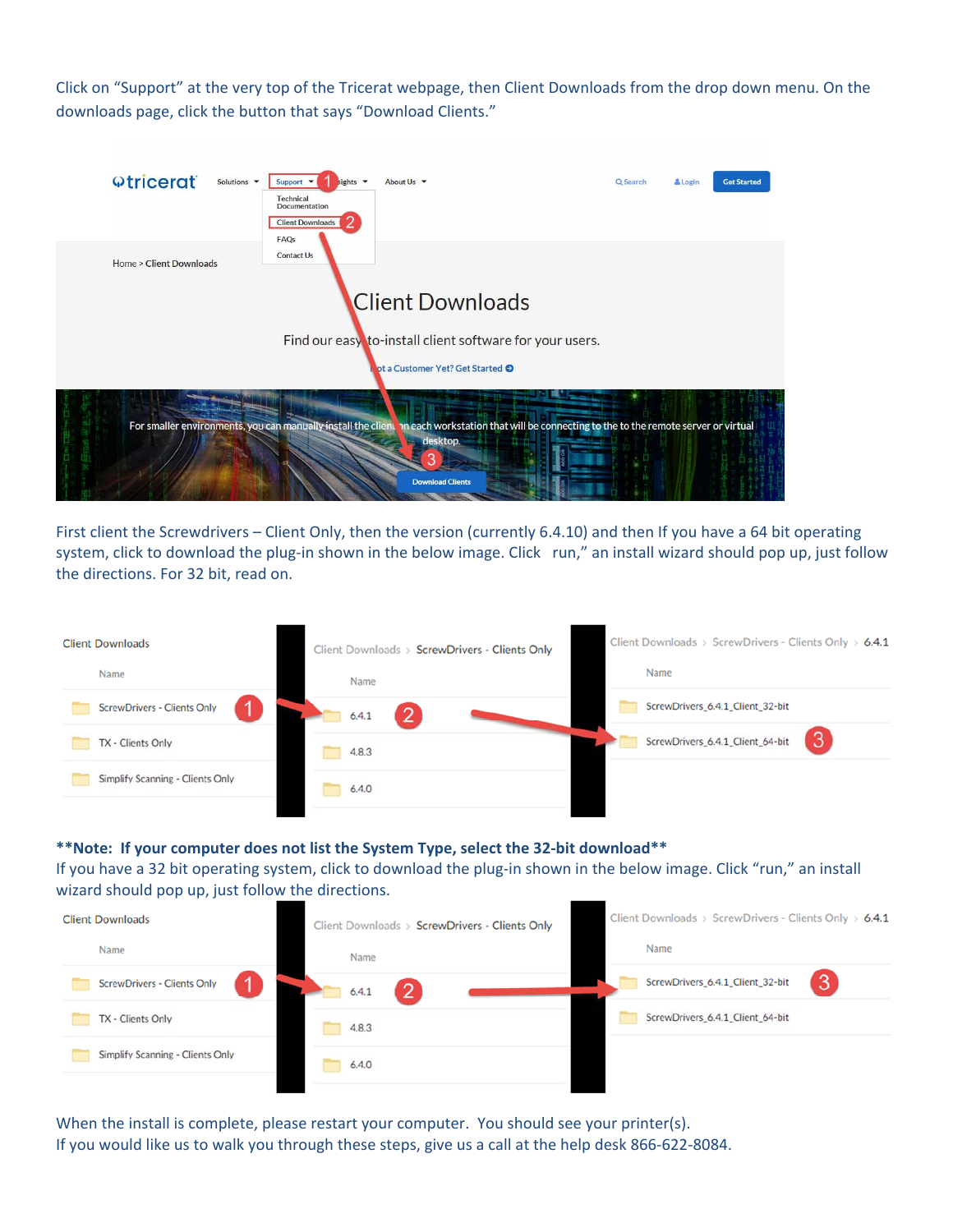Click on "Support" at the very top of the Tricerat webpage, then Client Downloads from the drop down menu. On the downloads page, click the button that says "Download Clients."

First client the Screwdrivers – Client Only, then the version (currently 6.4.10) and then If you have a 64 bit operating system, click to download the plug-in shown in the below image. Click run," an install wizard should pop up, just follow the directions. For 32 bit, read on.

**Note: If your computer does not list the System Type, select the 32-bit download**

If you have a 32 bit operating system, click to download the plug-in shown in the below image. Click "run," an install wizard should pop up, just follow the directions.

When the install is complete, please restart your computer. You should see your printer(s).
If you would like us to walk you through these steps, give us a call at the help desk 866-622-8084.